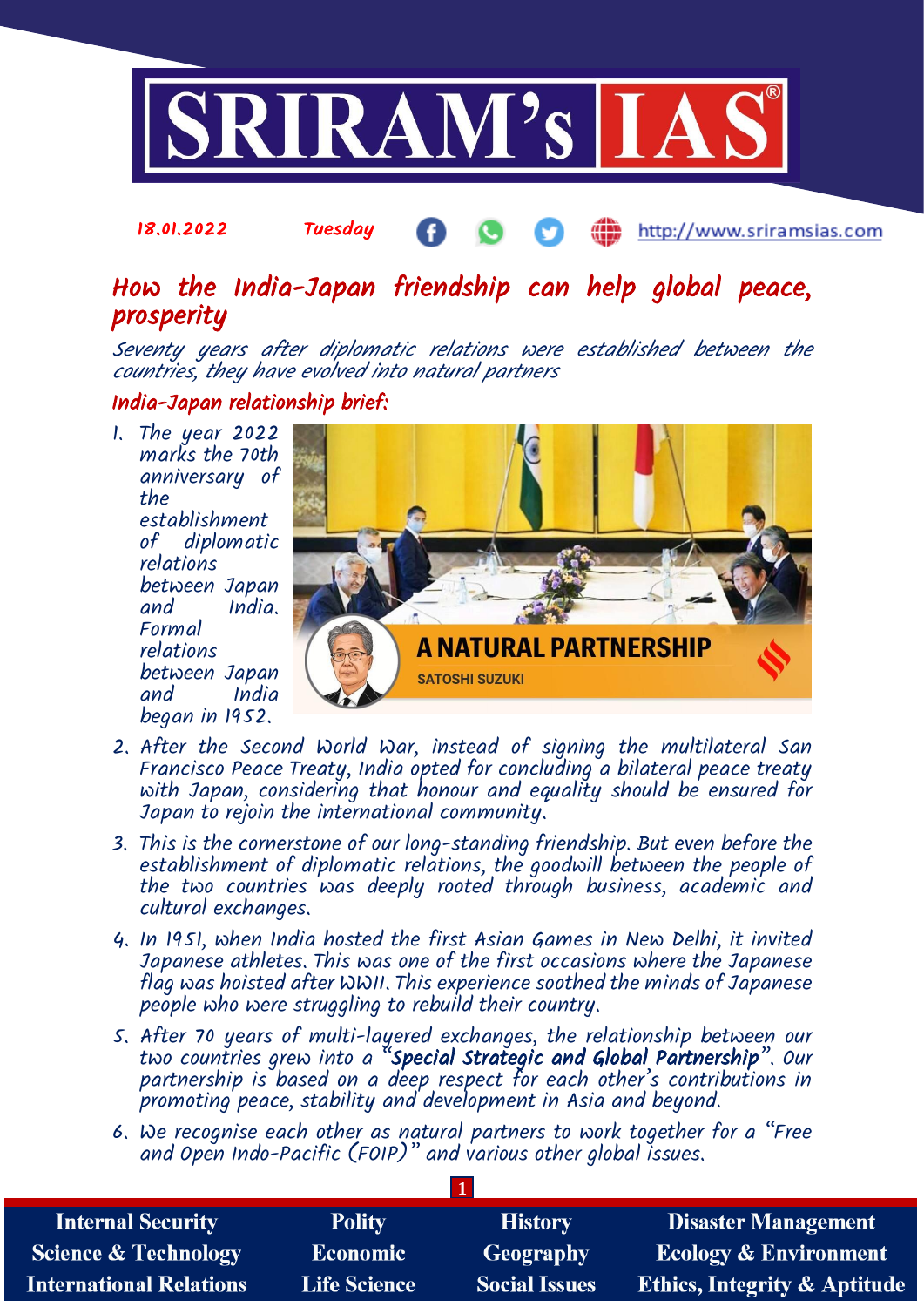18.01.2022 Tuesday http://www.sriramsias.com

# How the India-Japan friendship can help global peace, prosperity

*Seventy years after diplomatic relations were established between the countries, they have evolved into natural partners*

## India-Japan relationship brief:

1. The year 2022 marks the 70th anniversary of the establishment of diplomatic relations between Japan and India. Formal relations between Japan and India began in 1952.
2. After the Second World War, instead of signing the multilateral San Francisco Peace Treaty, India opted for concluding a bilateral peace treaty with Japan, considering that honour and equality should be ensured for Japan to rejoin the international community.
3. This is the cornerstone of our long-standing friendship. But even before the establishment of diplomatic relations, the goodwill between the people of the two countries was deeply rooted through business, academic and cultural exchanges.
4. In 1951, when India hosted the first Asian Games in New Delhi, it invited Japanese athletes. This was one of the first occasions where the Japanese flag was hoisted after WWII. This experience soothed the minds of Japanese people who were struggling to rebuild their country.
5. After 70 years of multi-layered exchanges, the relationship between our two countries grew into a "**Special Strategic and Global Partnership**". Our partnership is based on a deep respect for each other's contributions in promoting peace, stability and development in Asia and beyond.
6. We recognise each other as natural partners to work together for a "Free and Open Indo-Pacific (FOIP)" and various other global issues.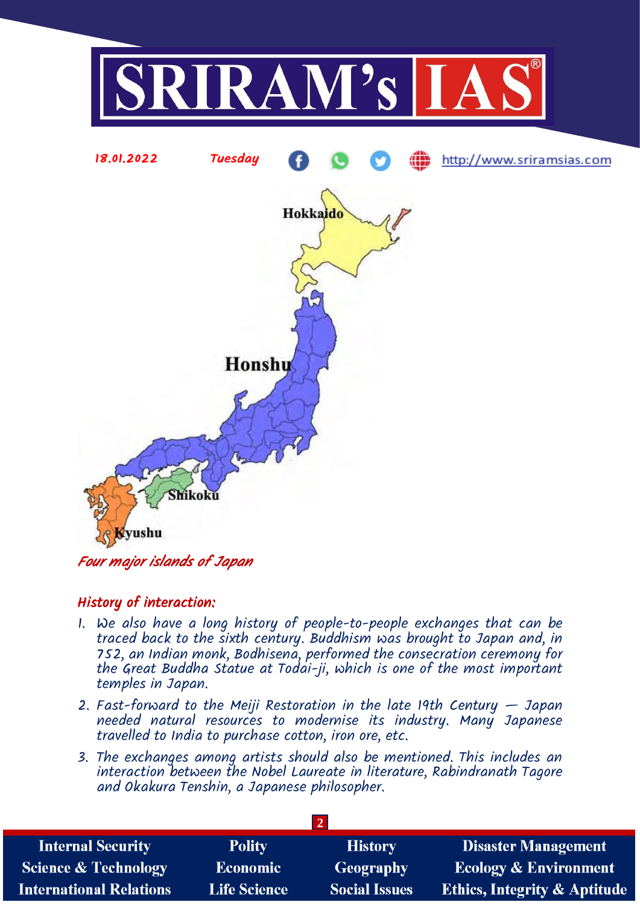Four major islands of Japan

## History of interaction:

1. We also have a long history of people-to-people exchanges that can be traced back to the sixth century. Buddhism was brought to Japan and, in 752, an Indian monk, Bodhisena, performed the consecration ceremony for the Great Buddha Statue at Todai-ji, which is one of the most important temples in Japan.
2. Fast-forward to the Meiji Restoration in the late 19th Century — Japan needed natural resources to modernise its industry. Many Japanese travelled to India to purchase cotton, iron ore, etc.
3. The exchanges among artists should also be mentioned. This includes an interaction between the Nobel Laureate in literature, Rabindranath Tagore and Okakura Tenshin, a Japanese philosopher.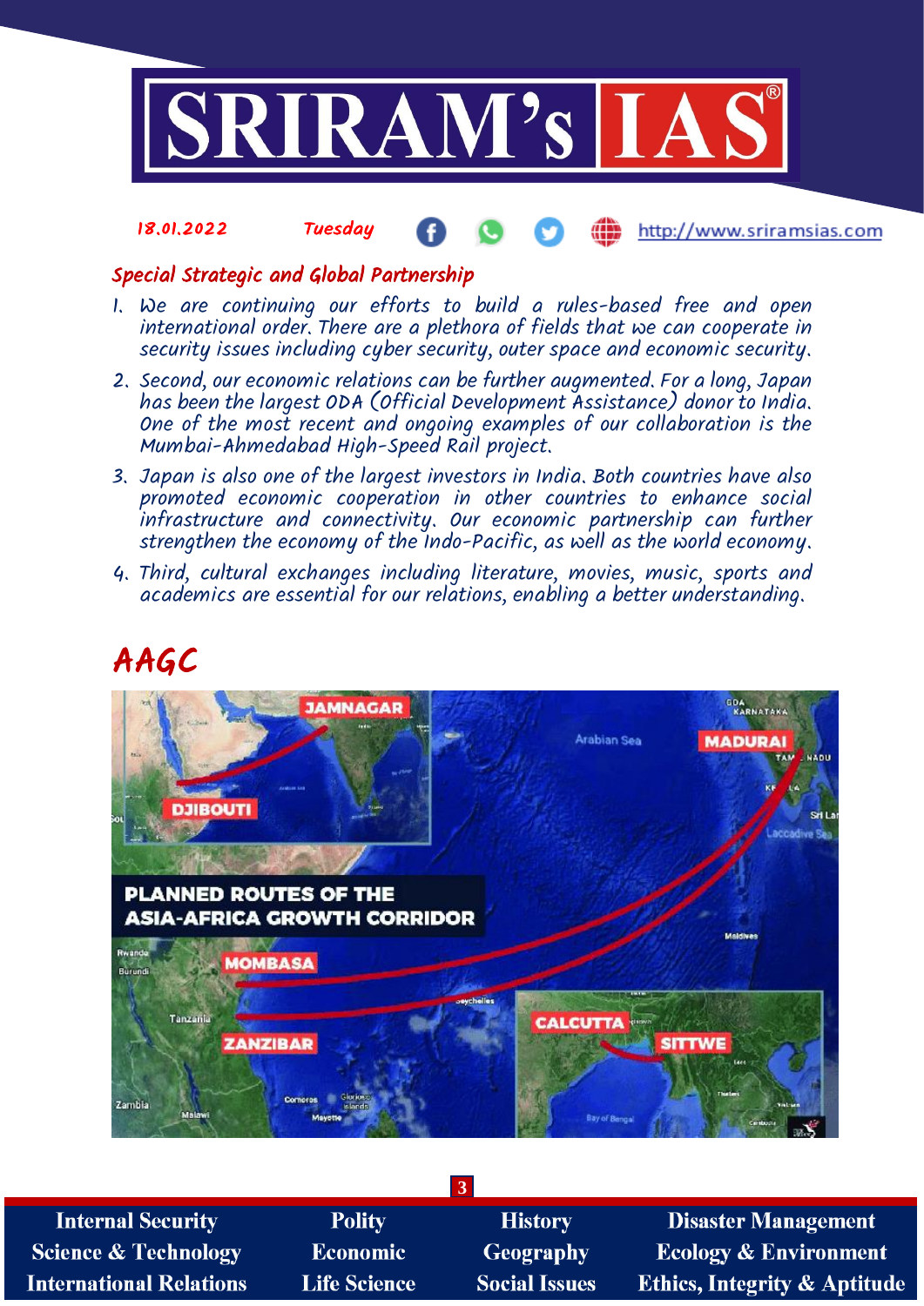## Special Strategic and Global Partnership

1. We are continuing our efforts to build a rules-based free and open international order. There are a plethora of fields that we can cooperate in security issues including cyber security, outer space and economic security.
2. Second, our economic relations can be further augmented. For a long, Japan has been the largest ODA (Official Development Assistance) donor to India. One of the most recent and ongoing examples of our collaboration is the Mumbai-Ahmedabad High-Speed Rail project.
3. Japan is also one of the largest investors in India. Both countries have also promoted economic cooperation in other countries to enhance social infrastructure and connectivity. Our economic partnership can further strengthen the economy of the Indo-Pacific, as well as the world economy.
4. Third, cultural exchanges including literature, movies, music, sports and academics are essential for our relations, enabling a better understanding.

# AAGC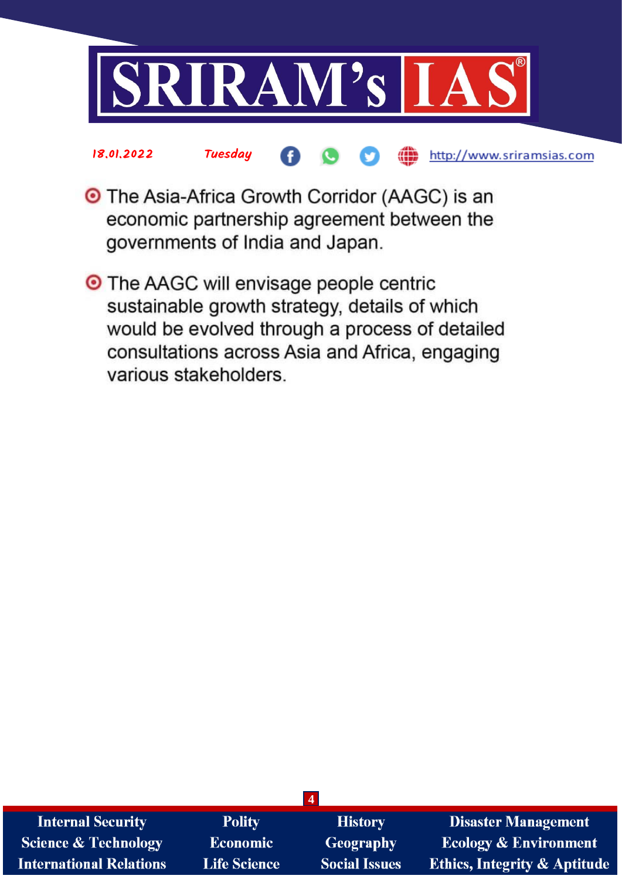- The Asia-Africa Growth Corridor (AAGC) is an economic partnership agreement between the governments of India and Japan.
- The AAGC will envisage people centric sustainable growth strategy, details of which would be evolved through a process of detailed consultations across Asia and Africa, engaging various stakeholders.